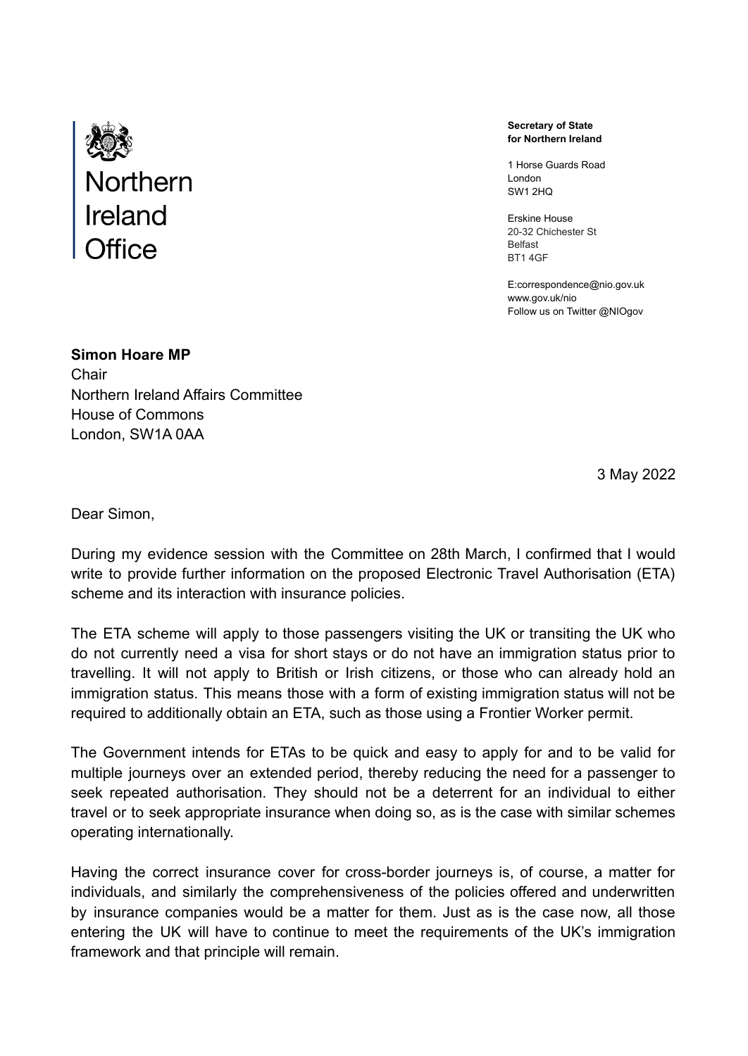Northern Ireland Office

**Secretary of State for Northern Ireland**

1 Horse Guards Road
London
SW1 2HQ

Erskine House
20-32 Chichester St
Belfast
BT1 4GF

E:correspondence@nio.gov.uk
www.gov.uk/nio
Follow us on Twitter @NIOgov

**Simon Hoare MP**
Chair
Northern Ireland Affairs Committee
House of Commons
London, SW1A 0AA

3 May 2022

Dear Simon,

During my evidence session with the Committee on 28th March, I confirmed that I would write to provide further information on the proposed Electronic Travel Authorisation (ETA) scheme and its interaction with insurance policies.

The ETA scheme will apply to those passengers visiting the UK or transiting the UK who do not currently need a visa for short stays or do not have an immigration status prior to travelling. It will not apply to British or Irish citizens, or those who can already hold an immigration status. This means those with a form of existing immigration status will not be required to additionally obtain an ETA, such as those using a Frontier Worker permit.

The Government intends for ETAs to be quick and easy to apply for and to be valid for multiple journeys over an extended period, thereby reducing the need for a passenger to seek repeated authorisation. They should not be a deterrent for an individual to either travel or to seek appropriate insurance when doing so, as is the case with similar schemes operating internationally.

Having the correct insurance cover for cross-border journeys is, of course, a matter for individuals, and similarly the comprehensiveness of the policies offered and underwritten by insurance companies would be a matter for them. Just as is the case now, all those entering the UK will have to continue to meet the requirements of the UK's immigration framework and that principle will remain.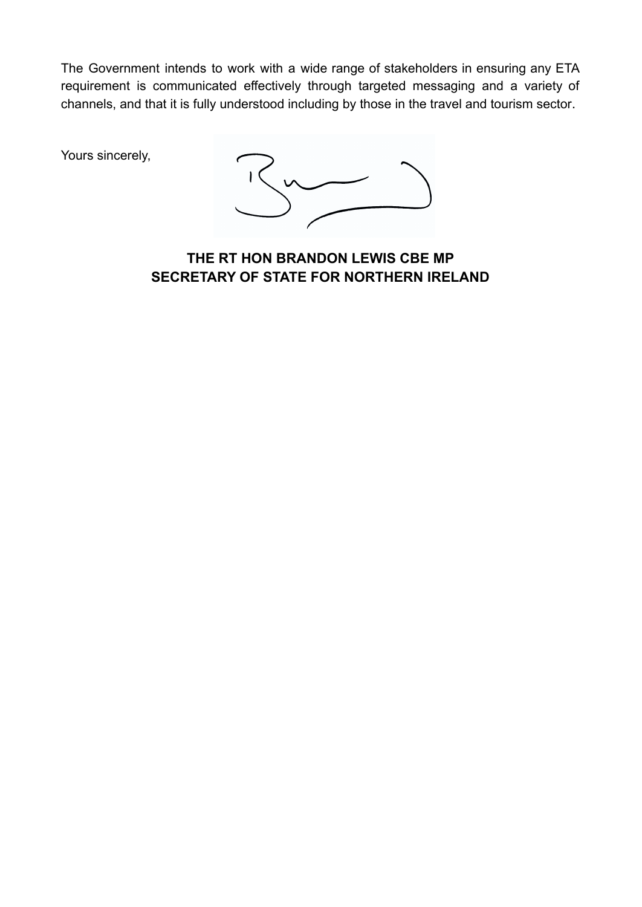The Government intends to work with a wide range of stakeholders in ensuring any ETA requirement is communicated effectively through targeted messaging and a variety of channels, and that it is fully understood including by those in the travel and tourism sector.

Yours sincerely,

**THE RT HON BRANDON LEWIS CBE MP**
**SECRETARY OF STATE FOR NORTHERN IRELAND**